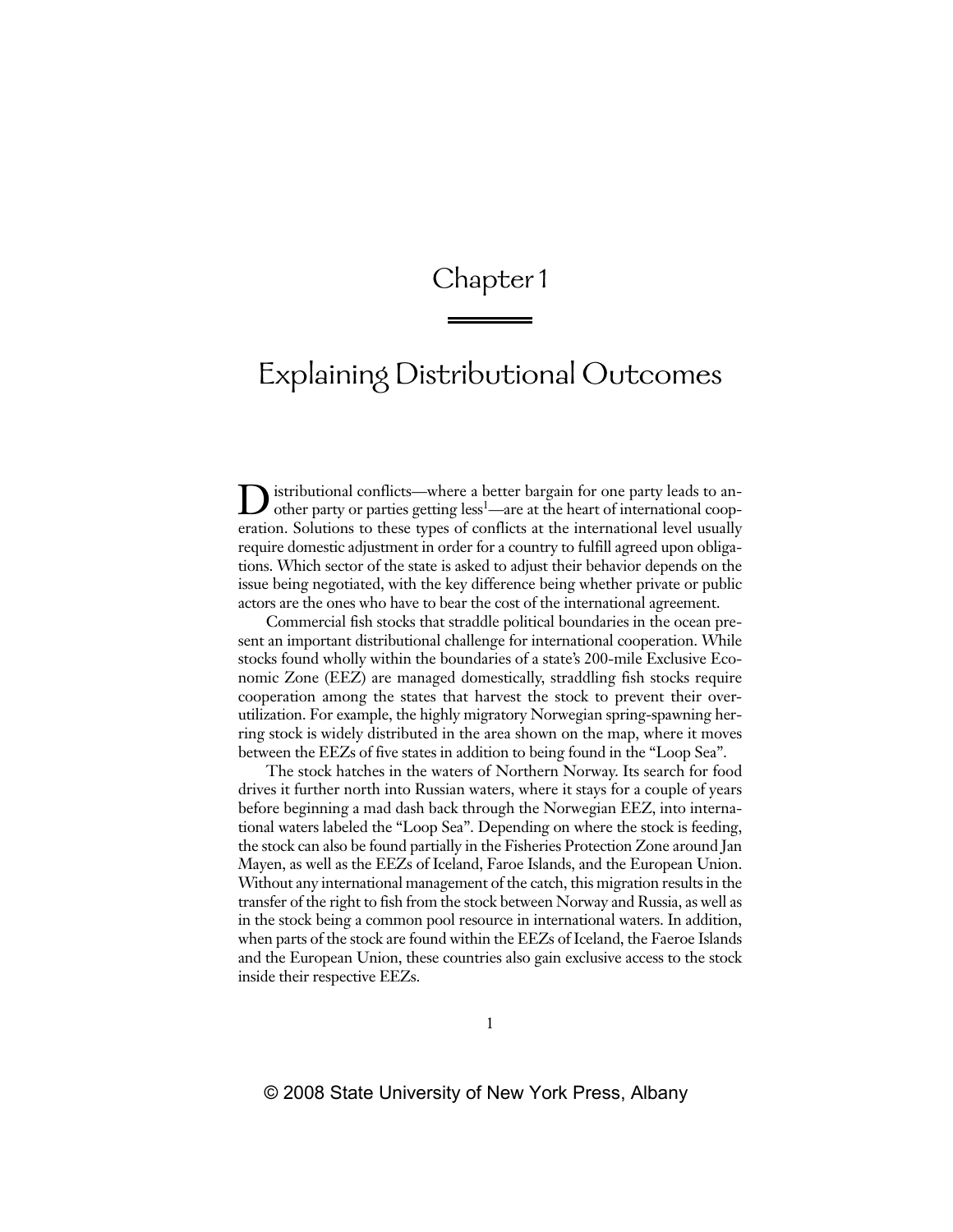# Chapter 1

## Explaining Distributional Outcomes

Distributional conflicts—where a better bargain for one party leads to another party or parties getting less[1]—are at the heart of international cooperation. Solutions to these types of conflicts at the international level usually require domestic adjustment in order for a country to fulfill agreed upon obligations. Which sector of the state is asked to adjust their behavior depends on the issue being negotiated, with the key difference being whether private or public actors are the ones who have to bear the cost of the international agreement.

Commercial fish stocks that straddle political boundaries in the ocean present an important distributional challenge for international cooperation. While stocks found wholly within the boundaries of a state's 200-mile Exclusive Economic Zone (EEZ) are managed domestically, straddling fish stocks require cooperation among the states that harvest the stock to prevent their overutilization. For example, the highly migratory Norwegian spring-spawning herring stock is widely distributed in the area shown on the map, where it moves between the EEZs of five states in addition to being found in the "Loop Sea".

The stock hatches in the waters of Northern Norway. Its search for food drives it further north into Russian waters, where it stays for a couple of years before beginning a mad dash back through the Norwegian EEZ, into international waters labeled the "Loop Sea". Depending on where the stock is feeding, the stock can also be found partially in the Fisheries Protection Zone around Jan Mayen, as well as the EEZs of Iceland, Faroe Islands, and the European Union. Without any international management of the catch, this migration results in the transfer of the right to fish from the stock between Norway and Russia, as well as in the stock being a common pool resource in international waters. In addition, when parts of the stock are found within the EEZs of Iceland, the Faeroe Islands and the European Union, these countries also gain exclusive access to the stock inside their respective EEZs.

© 2008 State University of New York Press, Albany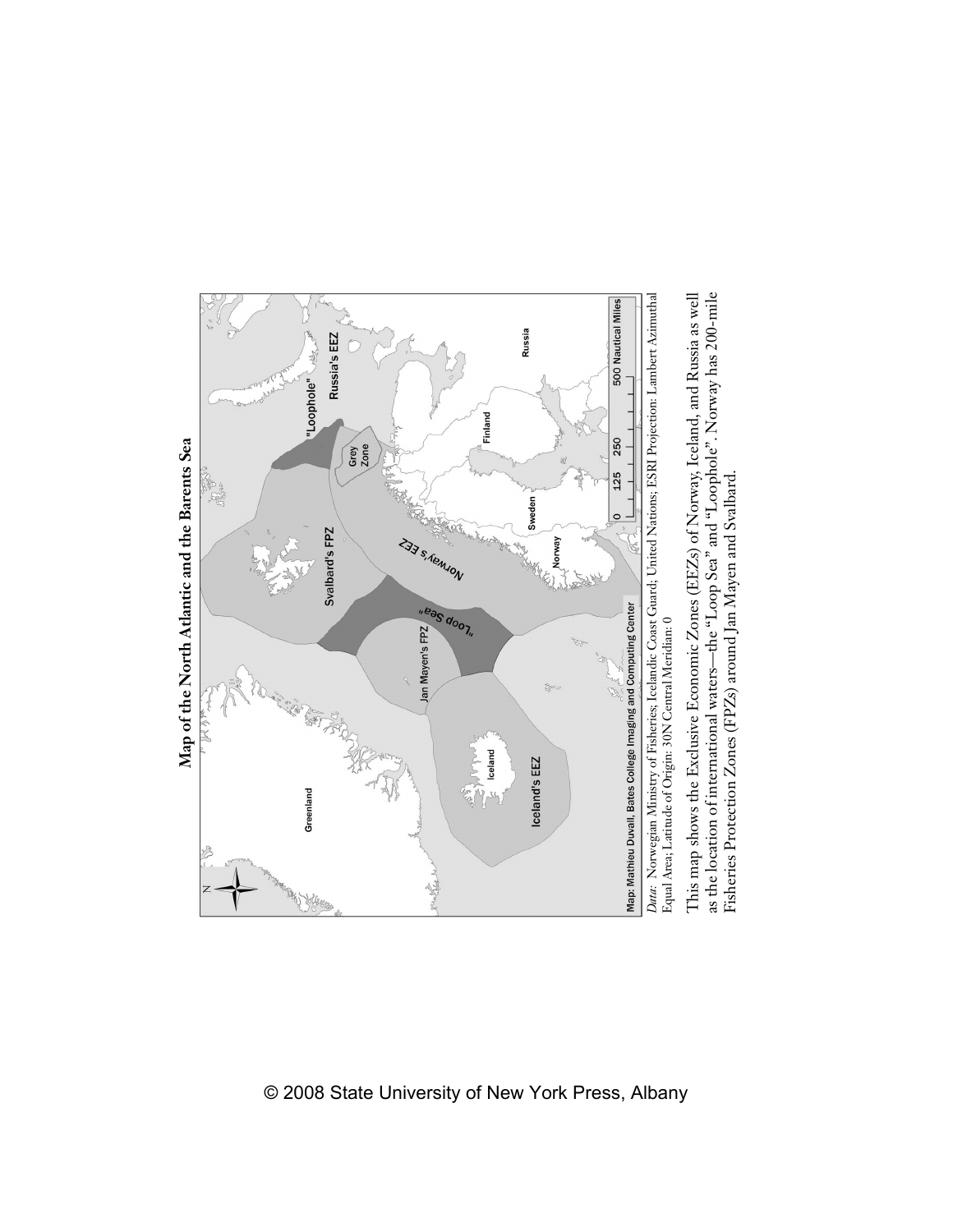**Map of the North Atlantic and the Barents Sea**

*Data:* Norwegian Ministry of Fisheries; Icelandic Coast Guard; United Nations; ESRI Projection: Lambert Azimuthal Equal Area; Latitude of Origin: 30N Central Meridian: 0

This map shows the Exclusive Economic Zones (EEZs) of Norway, Iceland, and Russia as well as the location of international waters—the "Loop Sea" and "Loophole". Norway has 200-mile Fisheries Protection Zones (FPZs) around Jan Mayen and Svalbard.

© 2008 State University of New York Press, Albany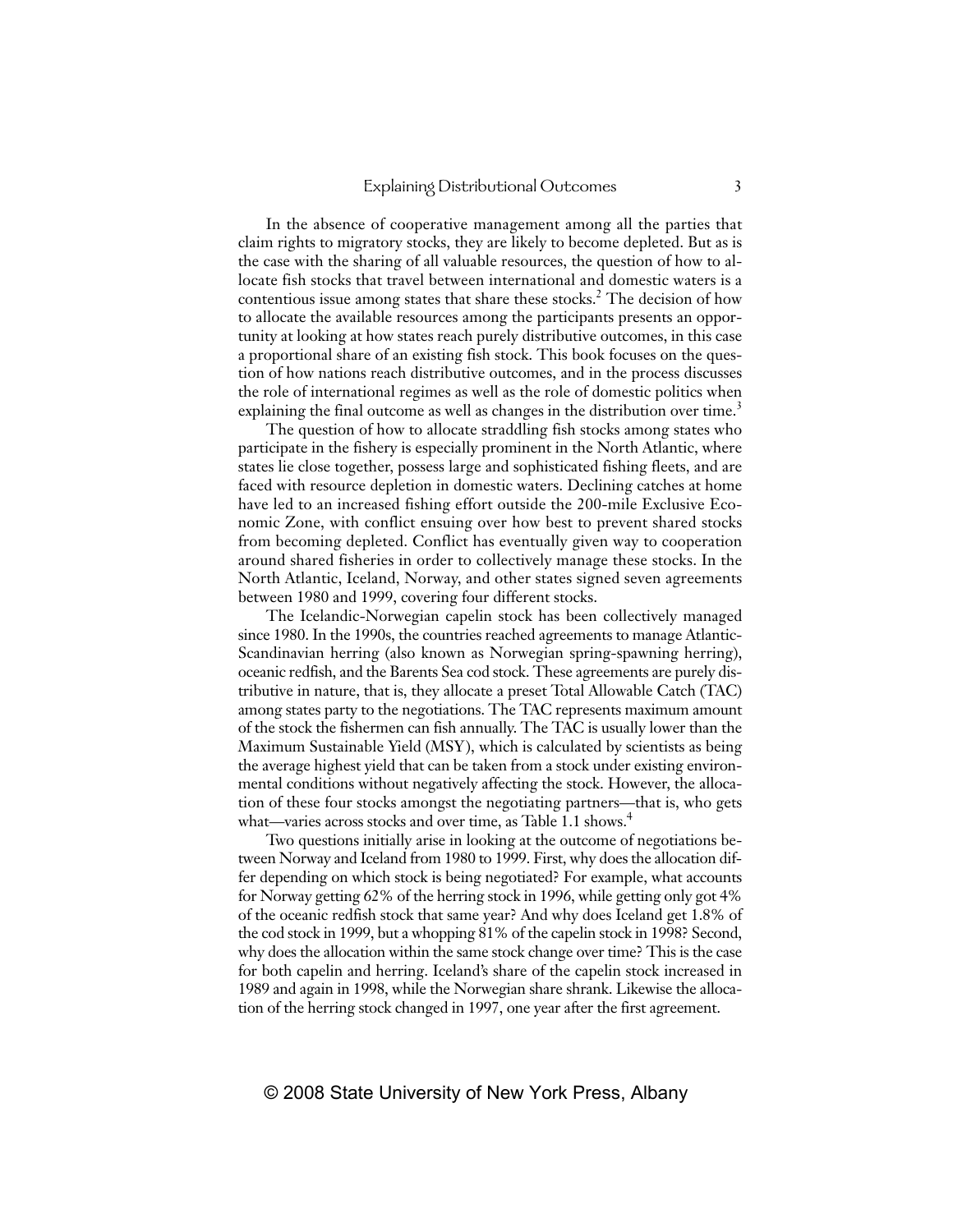In the absence of cooperative management among all the parties that claim rights to migratory stocks, they are likely to become depleted. But as is the case with the sharing of all valuable resources, the question of how to allocate fish stocks that travel between international and domestic waters is a contentious issue among states that share these stocks.[2] The decision of how to allocate the available resources among the participants presents an opportunity at looking at how states reach purely distributive outcomes, in this case a proportional share of an existing fish stock. This book focuses on the question of how nations reach distributive outcomes, and in the process discusses the role of international regimes as well as the role of domestic politics when explaining the final outcome as well as changes in the distribution over time.[3]

The question of how to allocate straddling fish stocks among states who participate in the fishery is especially prominent in the North Atlantic, where states lie close together, possess large and sophisticated fishing fleets, and are faced with resource depletion in domestic waters. Declining catches at home have led to an increased fishing effort outside the 200-mile Exclusive Economic Zone, with conflict ensuing over how best to prevent shared stocks from becoming depleted. Conflict has eventually given way to cooperation around shared fisheries in order to collectively manage these stocks. In the North Atlantic, Iceland, Norway, and other states signed seven agreements between 1980 and 1999, covering four different stocks.

The Icelandic-Norwegian capelin stock has been collectively managed since 1980. In the 1990s, the countries reached agreements to manage Atlantic-Scandinavian herring (also known as Norwegian spring-spawning herring), oceanic redfish, and the Barents Sea cod stock. These agreements are purely distributive in nature, that is, they allocate a preset Total Allowable Catch (TAC) among states party to the negotiations. The TAC represents maximum amount of the stock the fishermen can fish annually. The TAC is usually lower than the Maximum Sustainable Yield (MSY), which is calculated by scientists as being the average highest yield that can be taken from a stock under existing environmental conditions without negatively affecting the stock. However, the allocation of these four stocks amongst the negotiating partners—that is, who gets what—varies across stocks and over time, as Table 1.1 shows.[4]

Two questions initially arise in looking at the outcome of negotiations between Norway and Iceland from 1980 to 1999. First, why does the allocation differ depending on which stock is being negotiated? For example, what accounts for Norway getting 62% of the herring stock in 1996, while getting only got 4% of the oceanic redfish stock that same year? And why does Iceland get 1.8% of the cod stock in 1999, but a whopping 81% of the capelin stock in 1998? Second, why does the allocation within the same stock change over time? This is the case for both capelin and herring. Iceland's share of the capelin stock increased in 1989 and again in 1998, while the Norwegian share shrank. Likewise the allocation of the herring stock changed in 1997, one year after the first agreement.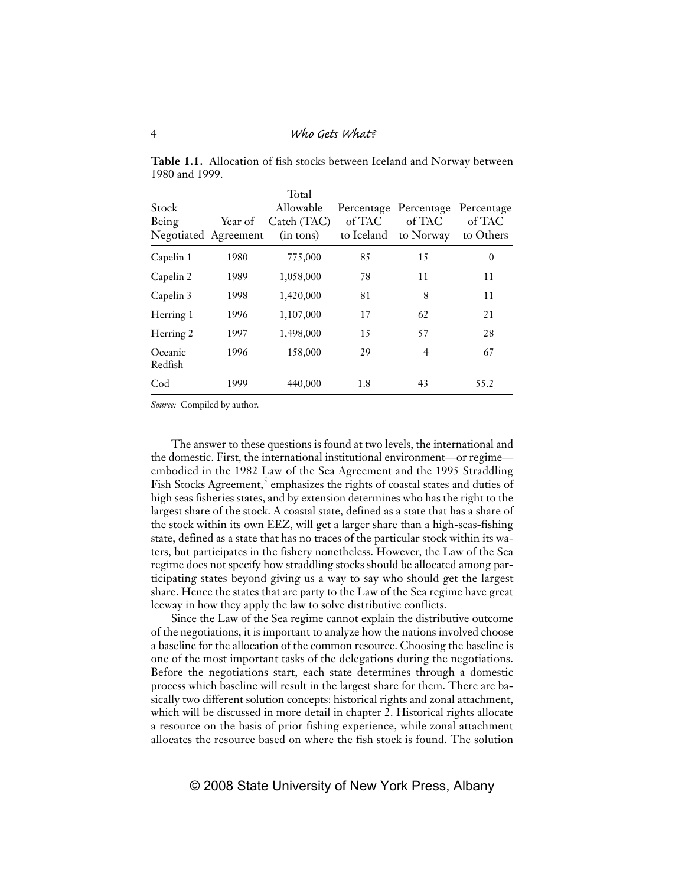**Table 1.1.** Allocation of fish stocks between Iceland and Norway between 1980 and 1999.

| Stock Being Negotiated | Year of Agreement | Total Allowable Catch (TAC) (in tons) | Percentage of TAC to Iceland | Percentage of TAC to Norway | Percentage of TAC to Others |
|---|---|---|---|---|---|
| Capelin 1 | 1980 | 775,000 | 85 | 15 | 0 |
| Capelin 2 | 1989 | 1,058,000 | 78 | 11 | 11 |
| Capelin 3 | 1998 | 1,420,000 | 81 | 8 | 11 |
| Herring 1 | 1996 | 1,107,000 | 17 | 62 | 21 |
| Herring 2 | 1997 | 1,498,000 | 15 | 57 | 28 |
| Oceanic Redfish | 1996 | 158,000 | 29 | 4 | 67 |
| Cod | 1999 | 440,000 | 1.8 | 43 | 55.2 |

*Source:* Compiled by author.

The answer to these questions is found at two levels, the international and the domestic. First, the international institutional environment—or regime—embodied in the 1982 Law of the Sea Agreement and the 1995 Straddling Fish Stocks Agreement,[5] emphasizes the rights of coastal states and duties of high seas fisheries states, and by extension determines who has the right to the largest share of the stock. A coastal state, defined as a state that has a share of the stock within its own EEZ, will get a larger share than a high-seas-fishing state, defined as a state that has no traces of the particular stock within its waters, but participates in the fishery nonetheless. However, the Law of the Sea regime does not specify how straddling stocks should be allocated among participating states beyond giving us a way to say who should get the largest share. Hence the states that are party to the Law of the Sea regime have great leeway in how they apply the law to solve distributive conflicts.

Since the Law of the Sea regime cannot explain the distributive outcome of the negotiations, it is important to analyze how the nations involved choose a baseline for the allocation of the common resource. Choosing the baseline is one of the most important tasks of the delegations during the negotiations. Before the negotiations start, each state determines through a domestic process which baseline will result in the largest share for them. There are basically two different solution concepts: historical rights and zonal attachment, which will be discussed in more detail in chapter 2. Historical rights allocate a resource on the basis of prior fishing experience, while zonal attachment allocates the resource based on where the fish stock is found. The solution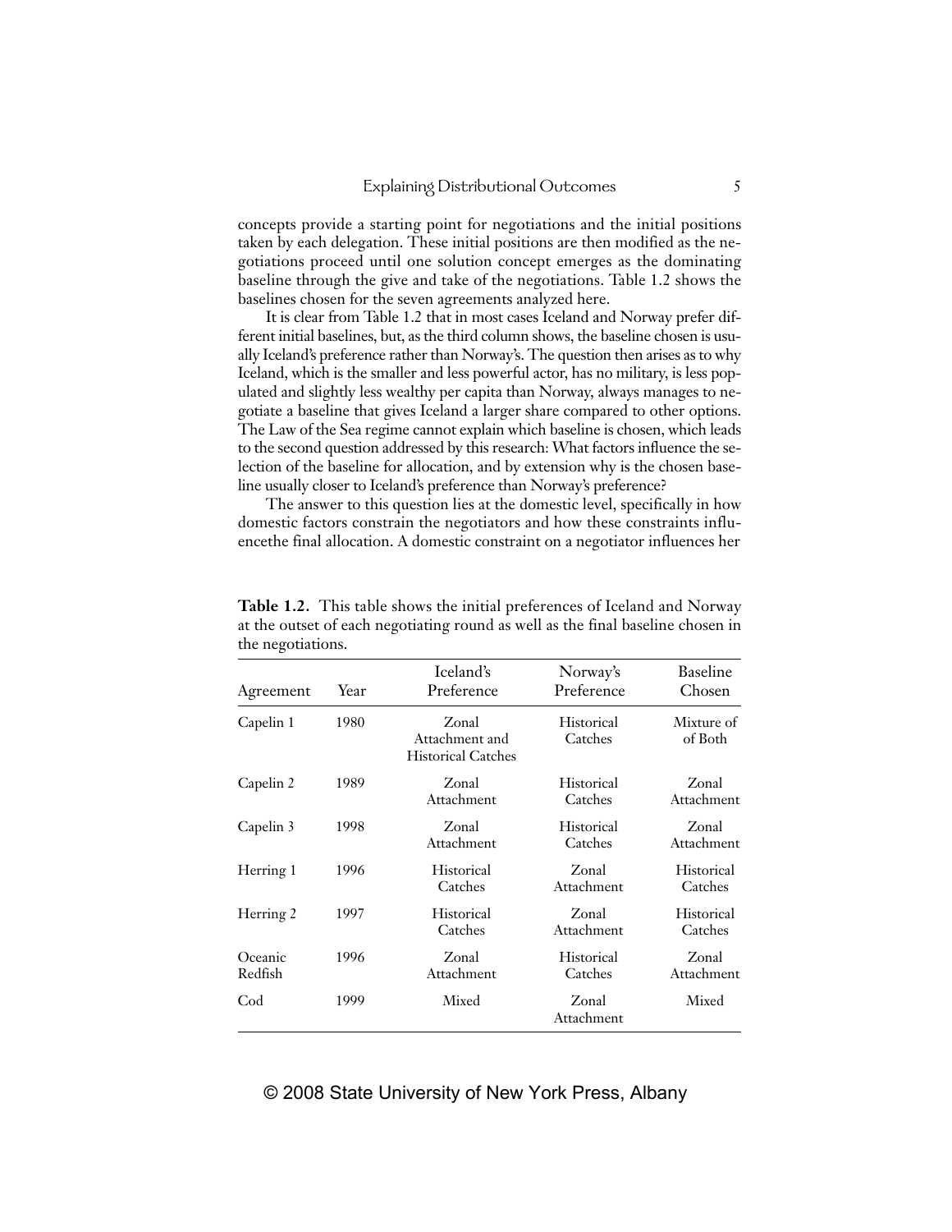concepts provide a starting point for negotiations and the initial positions taken by each delegation. These initial positions are then modified as the negotiations proceed until one solution concept emerges as the dominating baseline through the give and take of the negotiations. Table 1.2 shows the baselines chosen for the seven agreements analyzed here.

It is clear from Table 1.2 that in most cases Iceland and Norway prefer different initial baselines, but, as the third column shows, the baseline chosen is usually Iceland's preference rather than Norway's. The question then arises as to why Iceland, which is the smaller and less powerful actor, has no military, is less populated and slightly less wealthy per capita than Norway, always manages to negotiate a baseline that gives Iceland a larger share compared to other options. The Law of the Sea regime cannot explain which baseline is chosen, which leads to the second question addressed by this research: What factors influence the selection of the baseline for allocation, and by extension why is the chosen baseline usually closer to Iceland's preference than Norway's preference?

The answer to this question lies at the domestic level, specifically in how domestic factors constrain the negotiators and how these constraints influencethe final allocation. A domestic constraint on a negotiator influences her

**Table 1.2.** This table shows the initial preferences of Iceland and Norway at the outset of each negotiating round as well as the final baseline chosen in the negotiations.

| Agreement | Year | Iceland's Preference | Norway's Preference | Baseline Chosen |
|---|---|---|---|---|
| Capelin 1 | 1980 | Zonal Attachment and Historical Catches | Historical Catches | Mixture of of Both |
| Capelin 2 | 1989 | Zonal Attachment | Historical Catches | Zonal Attachment |
| Capelin 3 | 1998 | Zonal Attachment | Historical Catches | Zonal Attachment |
| Herring 1 | 1996 | Historical Catches | Zonal Attachment | Historical Catches |
| Herring 2 | 1997 | Historical Catches | Zonal Attachment | Historical Catches |
| Oceanic Redfish | 1996 | Zonal Attachment | Historical Catches | Zonal Attachment |
| Cod | 1999 | Mixed | Zonal Attachment | Mixed |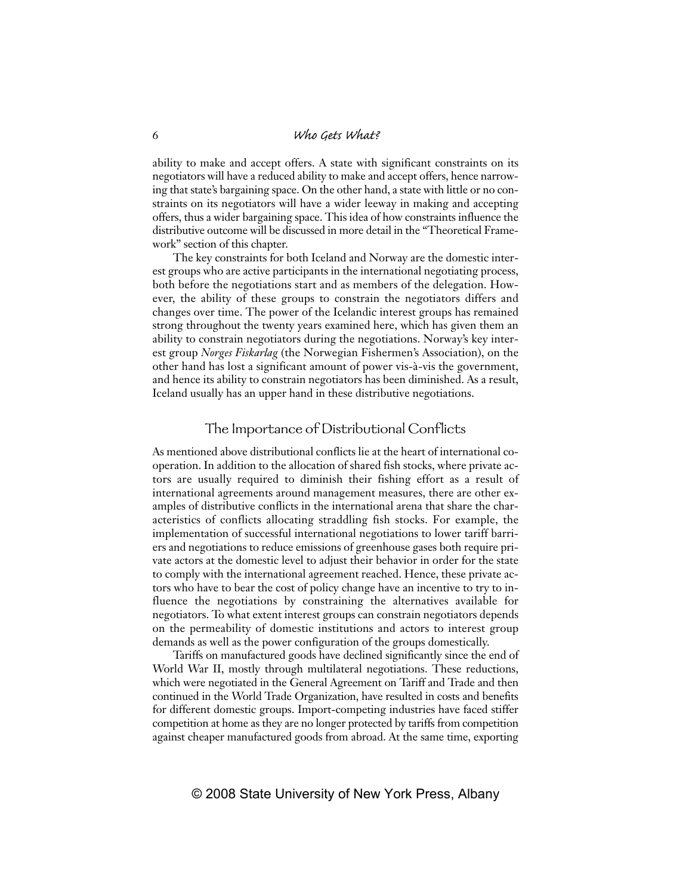ability to make and accept offers. A state with significant constraints on its negotiators will have a reduced ability to make and accept offers, hence narrowing that state's bargaining space. On the other hand, a state with little or no constraints on its negotiators will have a wider leeway in making and accepting offers, thus a wider bargaining space. This idea of how constraints influence the distributive outcome will be discussed in more detail in the "Theoretical Framework" section of this chapter.

The key constraints for both Iceland and Norway are the domestic interest groups who are active participants in the international negotiating process, both before the negotiations start and as members of the delegation. However, the ability of these groups to constrain the negotiators differs and changes over time. The power of the Icelandic interest groups has remained strong throughout the twenty years examined here, which has given them an ability to constrain negotiators during the negotiations. Norway's key interest group *Norges Fiskarlag* (the Norwegian Fishermen's Association), on the other hand has lost a significant amount of power vis-à-vis the government, and hence its ability to constrain negotiators has been diminished. As a result, Iceland usually has an upper hand in these distributive negotiations.

## The Importance of Distributional Conflicts

As mentioned above distributional conflicts lie at the heart of international cooperation. In addition to the allocation of shared fish stocks, where private actors are usually required to diminish their fishing effort as a result of international agreements around management measures, there are other examples of distributive conflicts in the international arena that share the characteristics of conflicts allocating straddling fish stocks. For example, the implementation of successful international negotiations to lower tariff barriers and negotiations to reduce emissions of greenhouse gases both require private actors at the domestic level to adjust their behavior in order for the state to comply with the international agreement reached. Hence, these private actors who have to bear the cost of policy change have an incentive to try to influence the negotiations by constraining the alternatives available for negotiators. To what extent interest groups can constrain negotiators depends on the permeability of domestic institutions and actors to interest group demands as well as the power configuration of the groups domestically.

Tariffs on manufactured goods have declined significantly since the end of World War II, mostly through multilateral negotiations. These reductions, which were negotiated in the General Agreement on Tariff and Trade and then continued in the World Trade Organization, have resulted in costs and benefits for different domestic groups. Import-competing industries have faced stiffer competition at home as they are no longer protected by tariffs from competition against cheaper manufactured goods from abroad. At the same time, exporting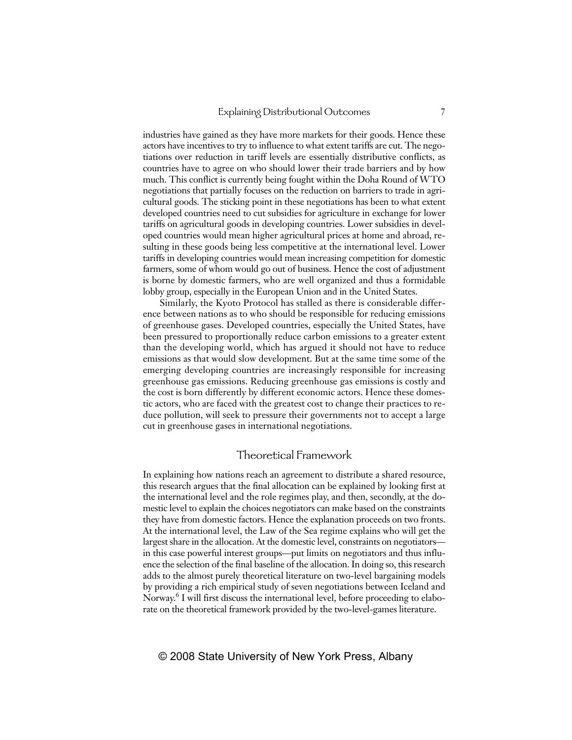industries have gained as they have more markets for their goods. Hence these actors have incentives to try to influence to what extent tariffs are cut. The negotiations over reduction in tariff levels are essentially distributive conflicts, as countries have to agree on who should lower their trade barriers and by how much. This conflict is currently being fought within the Doha Round of WTO negotiations that partially focuses on the reduction on barriers to trade in agricultural goods. The sticking point in these negotiations has been to what extent developed countries need to cut subsidies for agriculture in exchange for lower tariffs on agricultural goods in developing countries. Lower subsidies in developed countries would mean higher agricultural prices at home and abroad, resulting in these goods being less competitive at the international level. Lower tariffs in developing countries would mean increasing competition for domestic farmers, some of whom would go out of business. Hence the cost of adjustment is borne by domestic farmers, who are well organized and thus a formidable lobby group, especially in the European Union and in the United States.

Similarly, the Kyoto Protocol has stalled as there is considerable difference between nations as to who should be responsible for reducing emissions of greenhouse gases. Developed countries, especially the United States, have been pressured to proportionally reduce carbon emissions to a greater extent than the developing world, which has argued it should not have to reduce emissions as that would slow development. But at the same time some of the emerging developing countries are increasingly responsible for increasing greenhouse gas emissions. Reducing greenhouse gas emissions is costly and the cost is born differently by different economic actors. Hence these domestic actors, who are faced with the greatest cost to change their practices to reduce pollution, will seek to pressure their governments not to accept a large cut in greenhouse gases in international negotiations.

## Theoretical Framework

In explaining how nations reach an agreement to distribute a shared resource, this research argues that the final allocation can be explained by looking first at the international level and the role regimes play, and then, secondly, at the domestic level to explain the choices negotiators can make based on the constraints they have from domestic factors. Hence the explanation proceeds on two fronts. At the international level, the Law of the Sea regime explains who will get the largest share in the allocation. At the domestic level, constraints on negotiators—in this case powerful interest groups—put limits on negotiators and thus influence the selection of the final baseline of the allocation. In doing so, this research adds to the almost purely theoretical literature on two-level bargaining models by providing a rich empirical study of seven negotiations between Iceland and Norway.[6] I will first discuss the international level, before proceeding to elaborate on the theoretical framework provided by the two-level-games literature.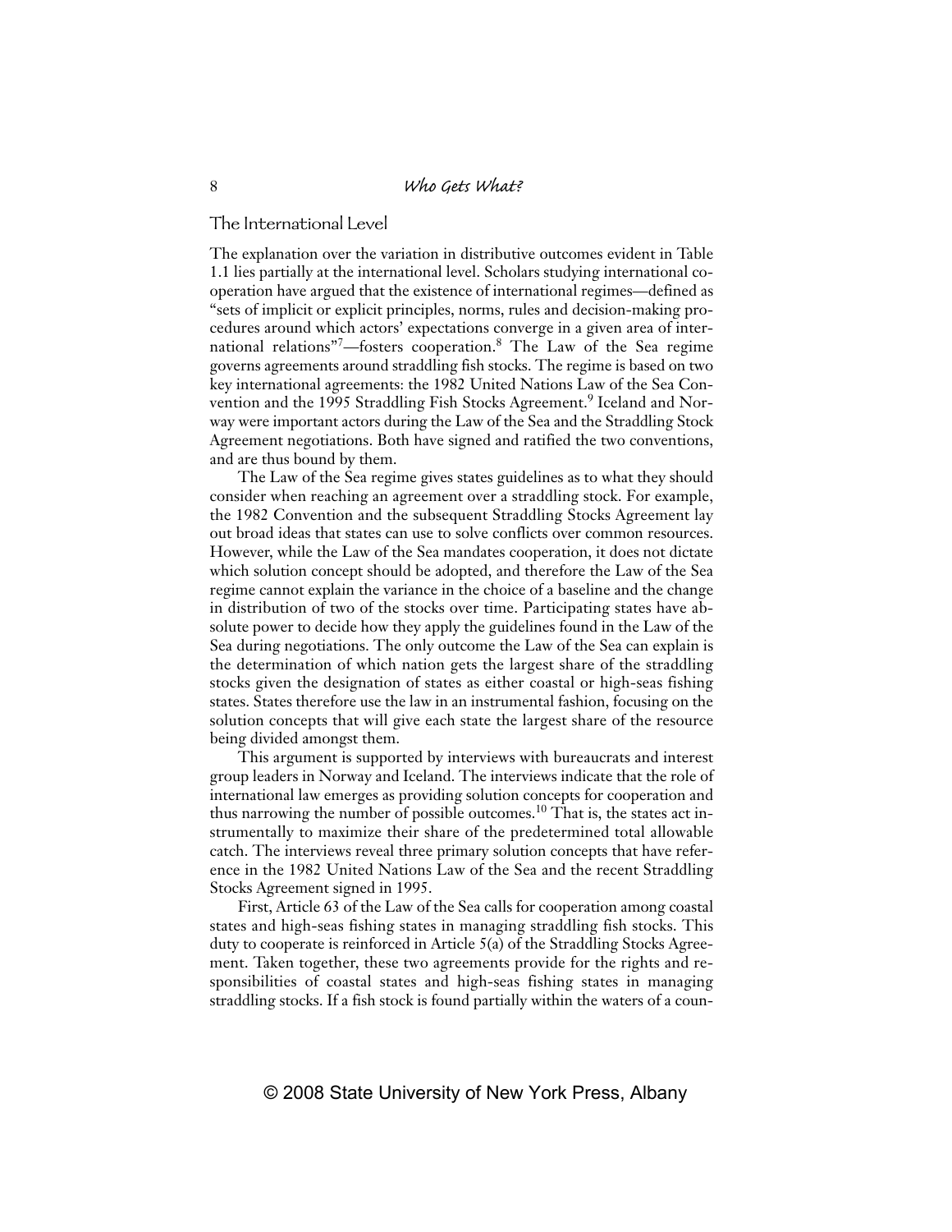## The International Level

The explanation over the variation in distributive outcomes evident in Table 1.1 lies partially at the international level. Scholars studying international cooperation have argued that the existence of international regimes—defined as "sets of implicit or explicit principles, norms, rules and decision-making procedures around which actors' expectations converge in a given area of international relations"[7]—fosters cooperation.[8] The Law of the Sea regime governs agreements around straddling fish stocks. The regime is based on two key international agreements: the 1982 United Nations Law of the Sea Convention and the 1995 Straddling Fish Stocks Agreement.[9] Iceland and Norway were important actors during the Law of the Sea and the Straddling Stock Agreement negotiations. Both have signed and ratified the two conventions, and are thus bound by them.

The Law of the Sea regime gives states guidelines as to what they should consider when reaching an agreement over a straddling stock. For example, the 1982 Convention and the subsequent Straddling Stocks Agreement lay out broad ideas that states can use to solve conflicts over common resources. However, while the Law of the Sea mandates cooperation, it does not dictate which solution concept should be adopted, and therefore the Law of the Sea regime cannot explain the variance in the choice of a baseline and the change in distribution of two of the stocks over time. Participating states have absolute power to decide how they apply the guidelines found in the Law of the Sea during negotiations. The only outcome the Law of the Sea can explain is the determination of which nation gets the largest share of the straddling stocks given the designation of states as either coastal or high-seas fishing states. States therefore use the law in an instrumental fashion, focusing on the solution concepts that will give each state the largest share of the resource being divided amongst them.

This argument is supported by interviews with bureaucrats and interest group leaders in Norway and Iceland. The interviews indicate that the role of international law emerges as providing solution concepts for cooperation and thus narrowing the number of possible outcomes.[10] That is, the states act instrumentally to maximize their share of the predetermined total allowable catch. The interviews reveal three primary solution concepts that have reference in the 1982 United Nations Law of the Sea and the recent Straddling Stocks Agreement signed in 1995.

First, Article 63 of the Law of the Sea calls for cooperation among coastal states and high-seas fishing states in managing straddling fish stocks. This duty to cooperate is reinforced in Article 5(a) of the Straddling Stocks Agreement. Taken together, these two agreements provide for the rights and responsibilities of coastal states and high-seas fishing states in managing straddling stocks. If a fish stock is found partially within the waters of a coun-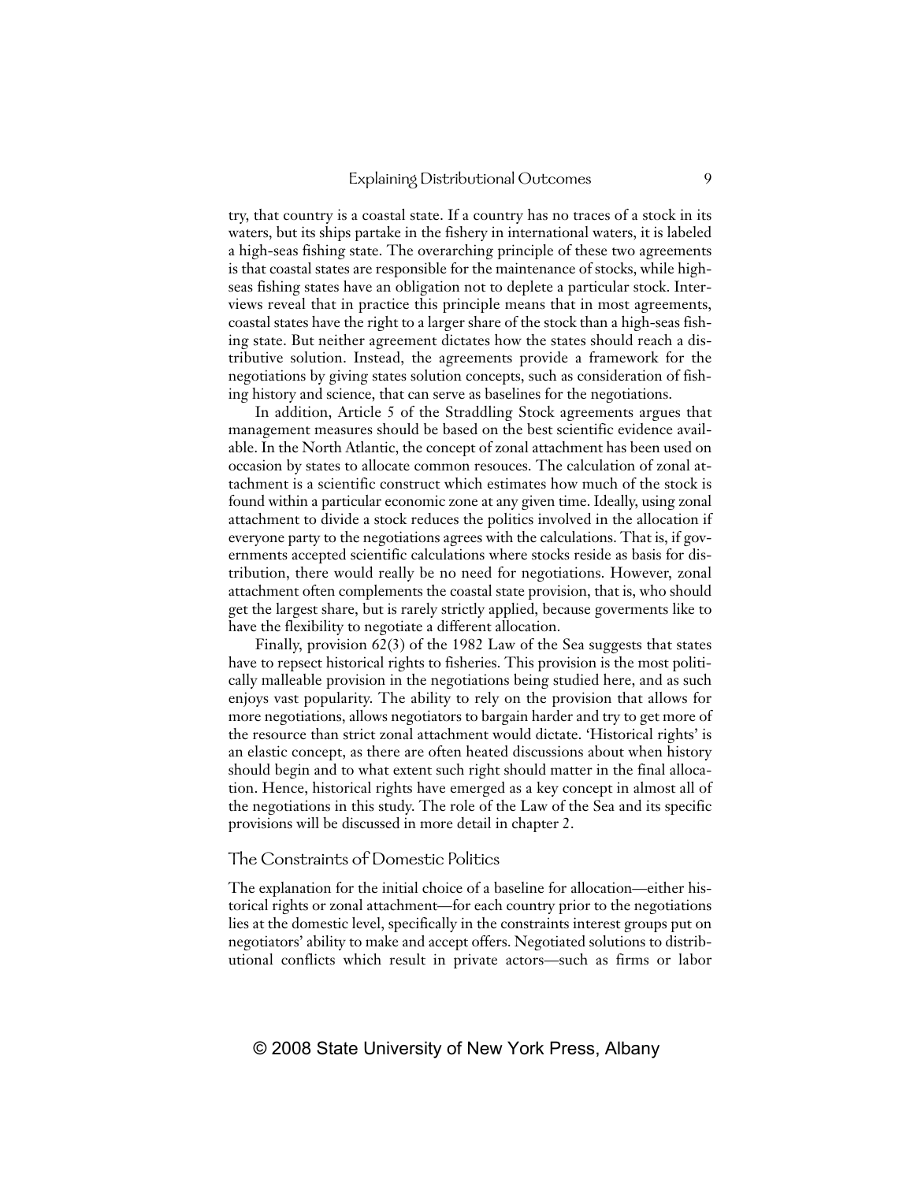try, that country is a coastal state. If a country has no traces of a stock in its waters, but its ships partake in the fishery in international waters, it is labeled a high-seas fishing state. The overarching principle of these two agreements is that coastal states are responsible for the maintenance of stocks, while high-seas fishing states have an obligation not to deplete a particular stock. Interviews reveal that in practice this principle means that in most agreements, coastal states have the right to a larger share of the stock than a high-seas fishing state. But neither agreement dictates how the states should reach a distributive solution. Instead, the agreements provide a framework for the negotiations by giving states solution concepts, such as consideration of fishing history and science, that can serve as baselines for the negotiations.

In addition, Article 5 of the Straddling Stock agreements argues that management measures should be based on the best scientific evidence available. In the North Atlantic, the concept of zonal attachment has been used on occasion by states to allocate common resouces. The calculation of zonal attachment is a scientific construct which estimates how much of the stock is found within a particular economic zone at any given time. Ideally, using zonal attachment to divide a stock reduces the politics involved in the allocation if everyone party to the negotiations agrees with the calculations. That is, if governments accepted scientific calculations where stocks reside as basis for distribution, there would really be no need for negotiations. However, zonal attachment often complements the coastal state provision, that is, who should get the largest share, but is rarely strictly applied, because goverments like to have the flexibility to negotiate a different allocation.

Finally, provision 62(3) of the 1982 Law of the Sea suggests that states have to repsect historical rights to fisheries. This provision is the most politically malleable provision in the negotiations being studied here, and as such enjoys vast popularity. The ability to rely on the provision that allows for more negotiations, allows negotiators to bargain harder and try to get more of the resource than strict zonal attachment would dictate. 'Historical rights' is an elastic concept, as there are often heated discussions about when history should begin and to what extent such right should matter in the final allocation. Hence, historical rights have emerged as a key concept in almost all of the negotiations in this study. The role of the Law of the Sea and its specific provisions will be discussed in more detail in chapter 2.

## The Constraints of Domestic Politics

The explanation for the initial choice of a baseline for allocation—either historical rights or zonal attachment—for each country prior to the negotiations lies at the domestic level, specifically in the constraints interest groups put on negotiators' ability to make and accept offers. Negotiated solutions to distributional conflicts which result in private actors—such as firms or labor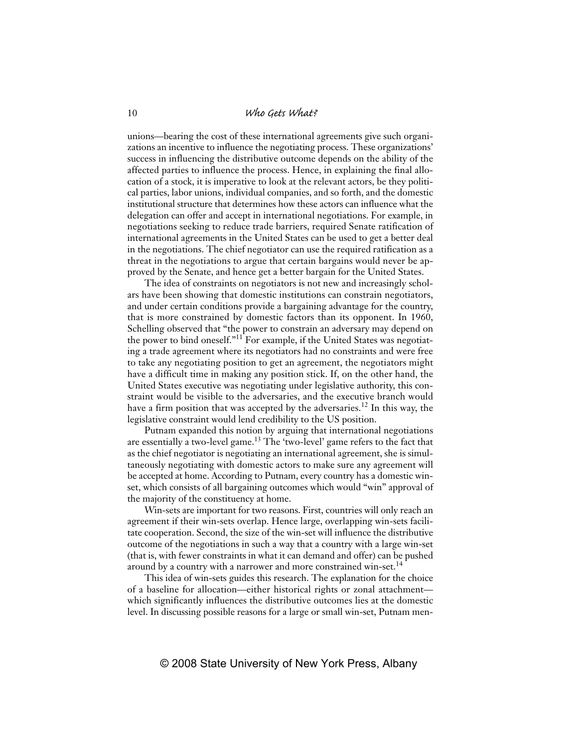unions—bearing the cost of these international agreements give such organizations an incentive to influence the negotiating process. These organizations' success in influencing the distributive outcome depends on the ability of the affected parties to influence the process. Hence, in explaining the final allocation of a stock, it is imperative to look at the relevant actors, be they political parties, labor unions, individual companies, and so forth, and the domestic institutional structure that determines how these actors can influence what the delegation can offer and accept in international negotiations. For example, in negotiations seeking to reduce trade barriers, required Senate ratification of international agreements in the United States can be used to get a better deal in the negotiations. The chief negotiator can use the required ratification as a threat in the negotiations to argue that certain bargains would never be approved by the Senate, and hence get a better bargain for the United States.

The idea of constraints on negotiators is not new and increasingly scholars have been showing that domestic institutions can constrain negotiators, and under certain conditions provide a bargaining advantage for the country, that is more constrained by domestic factors than its opponent. In 1960, Schelling observed that "the power to constrain an adversary may depend on the power to bind oneself."[11] For example, if the United States was negotiating a trade agreement where its negotiators had no constraints and were free to take any negotiating position to get an agreement, the negotiators might have a difficult time in making any position stick. If, on the other hand, the United States executive was negotiating under legislative authority, this constraint would be visible to the adversaries, and the executive branch would have a firm position that was accepted by the adversaries.[12] In this way, the legislative constraint would lend credibility to the US position.

Putnam expanded this notion by arguing that international negotiations are essentially a two-level game.[13] The 'two-level' game refers to the fact that as the chief negotiator is negotiating an international agreement, she is simultaneously negotiating with domestic actors to make sure any agreement will be accepted at home. According to Putnam, every country has a domestic win-set, which consists of all bargaining outcomes which would "win" approval of the majority of the constituency at home.

Win-sets are important for two reasons. First, countries will only reach an agreement if their win-sets overlap. Hence large, overlapping win-sets facilitate cooperation. Second, the size of the win-set will influence the distributive outcome of the negotiations in such a way that a country with a large win-set (that is, with fewer constraints in what it can demand and offer) can be pushed around by a country with a narrower and more constrained win-set.[14]

This idea of win-sets guides this research. The explanation for the choice of a baseline for allocation—either historical rights or zonal attachment—which significantly influences the distributive outcomes lies at the domestic level. In discussing possible reasons for a large or small win-set, Putnam men-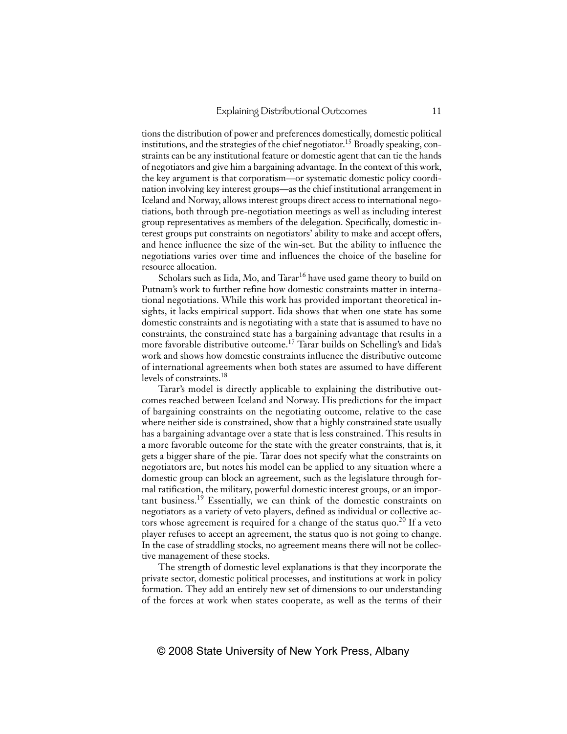tions the distribution of power and preferences domestically, domestic political institutions, and the strategies of the chief negotiator.[15] Broadly speaking, constraints can be any institutional feature or domestic agent that can tie the hands of negotiators and give him a bargaining advantage. In the context of this work, the key argument is that corporatism—or systematic domestic policy coordination involving key interest groups—as the chief institutional arrangement in Iceland and Norway, allows interest groups direct access to international negotiations, both through pre-negotiation meetings as well as including interest group representatives as members of the delegation. Specifically, domestic interest groups put constraints on negotiators' ability to make and accept offers, and hence influence the size of the win-set. But the ability to influence the negotiations varies over time and influences the choice of the baseline for resource allocation.

Scholars such as Iida, Mo, and Tarar[16] have used game theory to build on Putnam's work to further refine how domestic constraints matter in international negotiations. While this work has provided important theoretical insights, it lacks empirical support. Iida shows that when one state has some domestic constraints and is negotiating with a state that is assumed to have no constraints, the constrained state has a bargaining advantage that results in a more favorable distributive outcome.[17] Tarar builds on Schelling's and Iida's work and shows how domestic constraints influence the distributive outcome of international agreements when both states are assumed to have different levels of constraints.[18]

Tarar's model is directly applicable to explaining the distributive outcomes reached between Iceland and Norway. His predictions for the impact of bargaining constraints on the negotiating outcome, relative to the case where neither side is constrained, show that a highly constrained state usually has a bargaining advantage over a state that is less constrained. This results in a more favorable outcome for the state with the greater constraints, that is, it gets a bigger share of the pie. Tarar does not specify what the constraints on negotiators are, but notes his model can be applied to any situation where a domestic group can block an agreement, such as the legislature through formal ratification, the military, powerful domestic interest groups, or an important business.[19] Essentially, we can think of the domestic constraints on negotiators as a variety of veto players, defined as individual or collective actors whose agreement is required for a change of the status quo.[20] If a veto player refuses to accept an agreement, the status quo is not going to change. In the case of straddling stocks, no agreement means there will not be collective management of these stocks.

The strength of domestic level explanations is that they incorporate the private sector, domestic political processes, and institutions at work in policy formation. They add an entirely new set of dimensions to our understanding of the forces at work when states cooperate, as well as the terms of their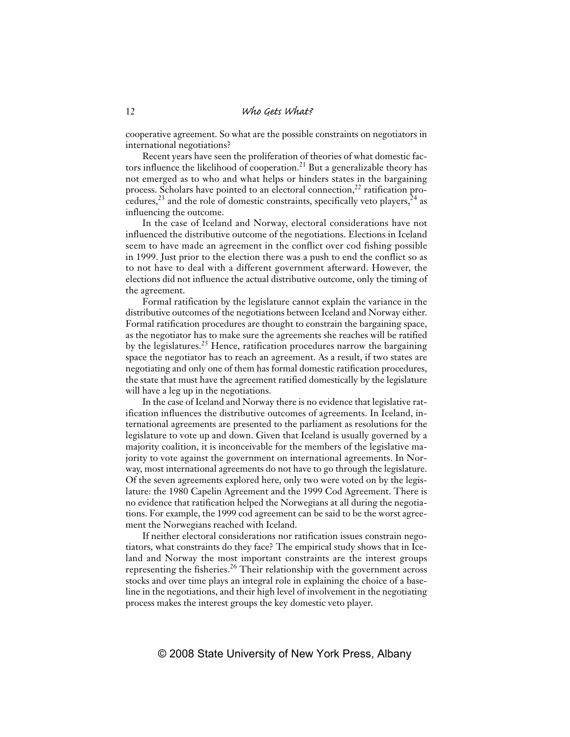cooperative agreement. So what are the possible constraints on negotiators in international negotiations?

Recent years have seen the proliferation of theories of what domestic factors influence the likelihood of cooperation.[21] But a generalizable theory has not emerged as to who and what helps or hinders states in the bargaining process. Scholars have pointed to an electoral connection,[22] ratification procedures,[23] and the role of domestic constraints, specifically veto players,[24] as influencing the outcome.

In the case of Iceland and Norway, electoral considerations have not influenced the distributive outcome of the negotiations. Elections in Iceland seem to have made an agreement in the conflict over cod fishing possible in 1999. Just prior to the election there was a push to end the conflict so as to not have to deal with a different government afterward. However, the elections did not influence the actual distributive outcome, only the timing of the agreement.

Formal ratification by the legislature cannot explain the variance in the distributive outcomes of the negotiations between Iceland and Norway either. Formal ratification procedures are thought to constrain the bargaining space, as the negotiator has to make sure the agreements she reaches will be ratified by the legislatures.[25] Hence, ratification procedures narrow the bargaining space the negotiator has to reach an agreement. As a result, if two states are negotiating and only one of them has formal domestic ratification procedures, the state that must have the agreement ratified domestically by the legislature will have a leg up in the negotiations.

In the case of Iceland and Norway there is no evidence that legislative ratification influences the distributive outcomes of agreements. In Iceland, international agreements are presented to the parliament as resolutions for the legislature to vote up and down. Given that Iceland is usually governed by a majority coalition, it is inconceivable for the members of the legislative majority to vote against the government on international agreements. In Norway, most international agreements do not have to go through the legislature. Of the seven agreements explored here, only two were voted on by the legislature: the 1980 Capelin Agreement and the 1999 Cod Agreement. There is no evidence that ratification helped the Norwegians at all during the negotiations. For example, the 1999 cod agreement can be said to be the worst agreement the Norwegians reached with Iceland.

If neither electoral considerations nor ratification issues constrain negotiators, what constraints do they face? The empirical study shows that in Iceland and Norway the most important constraints are the interest groups representing the fisheries.[26] Their relationship with the government across stocks and over time plays an integral role in explaining the choice of a baseline in the negotiations, and their high level of involvement in the negotiating process makes the interest groups the key domestic veto player.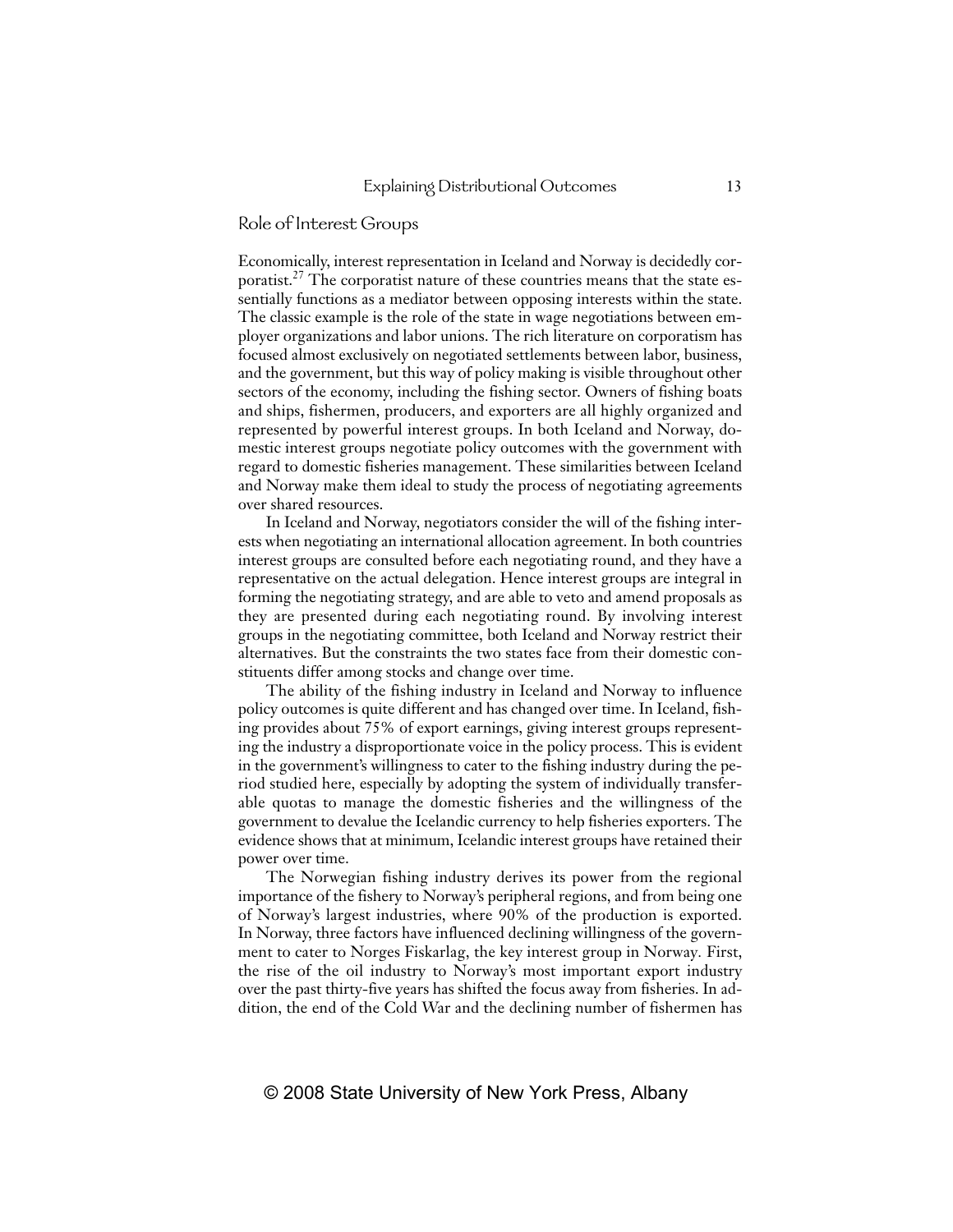## Role of Interest Groups

Economically, interest representation in Iceland and Norway is decidedly corporatist.[27] The corporatist nature of these countries means that the state essentially functions as a mediator between opposing interests within the state. The classic example is the role of the state in wage negotiations between employer organizations and labor unions. The rich literature on corporatism has focused almost exclusively on negotiated settlements between labor, business, and the government, but this way of policy making is visible throughout other sectors of the economy, including the fishing sector. Owners of fishing boats and ships, fishermen, producers, and exporters are all highly organized and represented by powerful interest groups. In both Iceland and Norway, domestic interest groups negotiate policy outcomes with the government with regard to domestic fisheries management. These similarities between Iceland and Norway make them ideal to study the process of negotiating agreements over shared resources.

In Iceland and Norway, negotiators consider the will of the fishing interests when negotiating an international allocation agreement. In both countries interest groups are consulted before each negotiating round, and they have a representative on the actual delegation. Hence interest groups are integral in forming the negotiating strategy, and are able to veto and amend proposals as they are presented during each negotiating round. By involving interest groups in the negotiating committee, both Iceland and Norway restrict their alternatives. But the constraints the two states face from their domestic constituents differ among stocks and change over time.

The ability of the fishing industry in Iceland and Norway to influence policy outcomes is quite different and has changed over time. In Iceland, fishing provides about 75% of export earnings, giving interest groups representing the industry a disproportionate voice in the policy process. This is evident in the government's willingness to cater to the fishing industry during the period studied here, especially by adopting the system of individually transferable quotas to manage the domestic fisheries and the willingness of the government to devalue the Icelandic currency to help fisheries exporters. The evidence shows that at minimum, Icelandic interest groups have retained their power over time.

The Norwegian fishing industry derives its power from the regional importance of the fishery to Norway's peripheral regions, and from being one of Norway's largest industries, where 90% of the production is exported. In Norway, three factors have influenced declining willingness of the government to cater to Norges Fiskarlag, the key interest group in Norway. First, the rise of the oil industry to Norway's most important export industry over the past thirty-five years has shifted the focus away from fisheries. In addition, the end of the Cold War and the declining number of fishermen has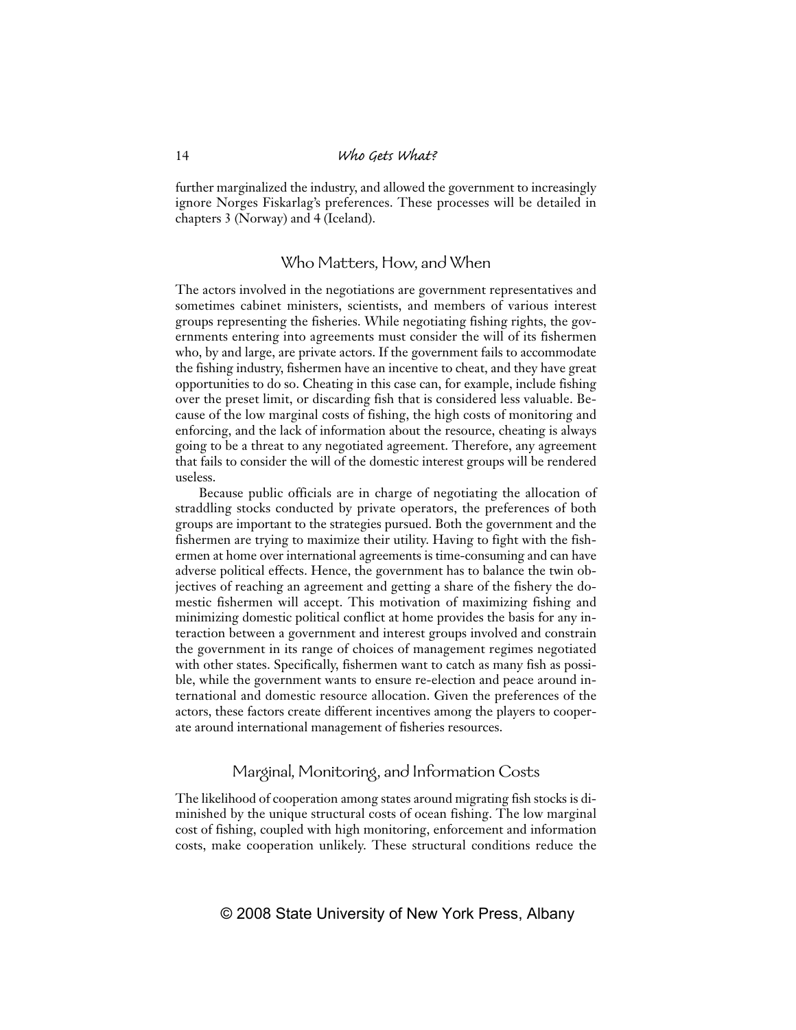further marginalized the industry, and allowed the government to increasingly ignore Norges Fiskarlag's preferences. These processes will be detailed in chapters 3 (Norway) and 4 (Iceland).

## Who Matters, How, and When

The actors involved in the negotiations are government representatives and sometimes cabinet ministers, scientists, and members of various interest groups representing the fisheries. While negotiating fishing rights, the governments entering into agreements must consider the will of its fishermen who, by and large, are private actors. If the government fails to accommodate the fishing industry, fishermen have an incentive to cheat, and they have great opportunities to do so. Cheating in this case can, for example, include fishing over the preset limit, or discarding fish that is considered less valuable. Because of the low marginal costs of fishing, the high costs of monitoring and enforcing, and the lack of information about the resource, cheating is always going to be a threat to any negotiated agreement. Therefore, any agreement that fails to consider the will of the domestic interest groups will be rendered useless.

Because public officials are in charge of negotiating the allocation of straddling stocks conducted by private operators, the preferences of both groups are important to the strategies pursued. Both the government and the fishermen are trying to maximize their utility. Having to fight with the fishermen at home over international agreements is time-consuming and can have adverse political effects. Hence, the government has to balance the twin objectives of reaching an agreement and getting a share of the fishery the domestic fishermen will accept. This motivation of maximizing fishing and minimizing domestic political conflict at home provides the basis for any interaction between a government and interest groups involved and constrain the government in its range of choices of management regimes negotiated with other states. Specifically, fishermen want to catch as many fish as possible, while the government wants to ensure re-election and peace around international and domestic resource allocation. Given the preferences of the actors, these factors create different incentives among the players to cooperate around international management of fisheries resources.

## Marginal, Monitoring, and Information Costs

The likelihood of cooperation among states around migrating fish stocks is diminished by the unique structural costs of ocean fishing. The low marginal cost of fishing, coupled with high monitoring, enforcement and information costs, make cooperation unlikely. These structural conditions reduce the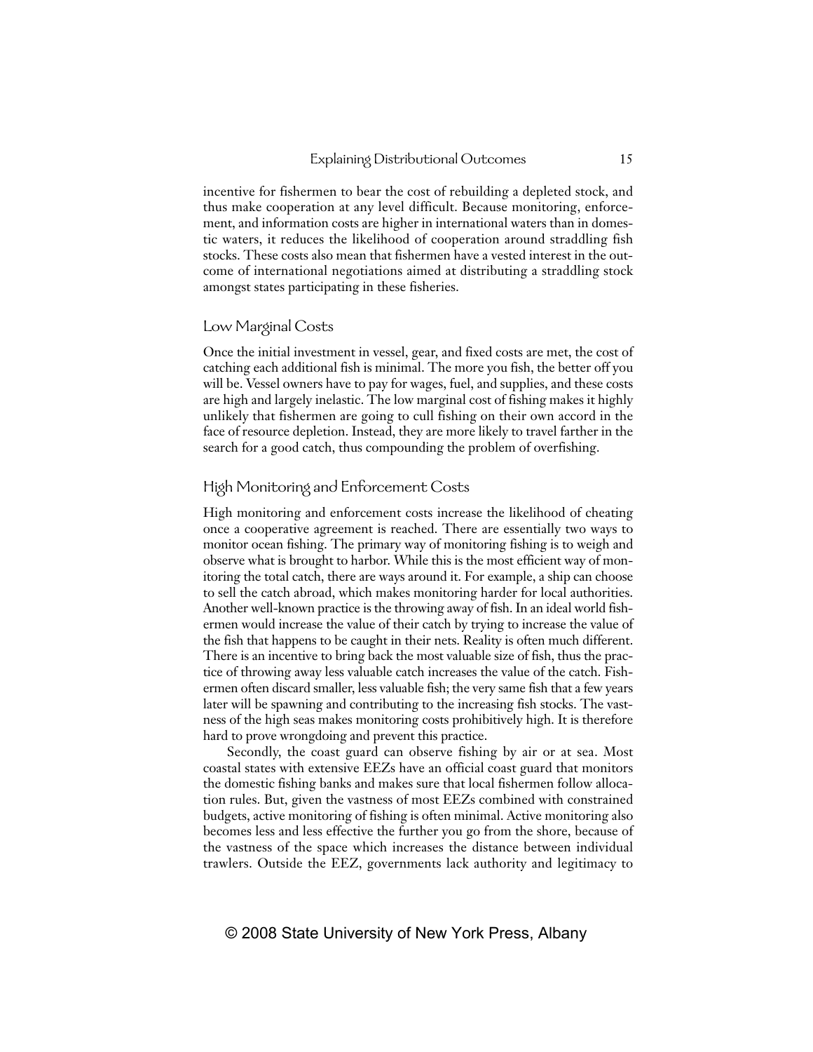incentive for fishermen to bear the cost of rebuilding a depleted stock, and thus make cooperation at any level difficult. Because monitoring, enforcement, and information costs are higher in international waters than in domestic waters, it reduces the likelihood of cooperation around straddling fish stocks. These costs also mean that fishermen have a vested interest in the outcome of international negotiations aimed at distributing a straddling stock amongst states participating in these fisheries.

### Low Marginal Costs

Once the initial investment in vessel, gear, and fixed costs are met, the cost of catching each additional fish is minimal. The more you fish, the better off you will be. Vessel owners have to pay for wages, fuel, and supplies, and these costs are high and largely inelastic. The low marginal cost of fishing makes it highly unlikely that fishermen are going to cull fishing on their own accord in the face of resource depletion. Instead, they are more likely to travel farther in the search for a good catch, thus compounding the problem of overfishing.

### High Monitoring and Enforcement Costs

High monitoring and enforcement costs increase the likelihood of cheating once a cooperative agreement is reached. There are essentially two ways to monitor ocean fishing. The primary way of monitoring fishing is to weigh and observe what is brought to harbor. While this is the most efficient way of monitoring the total catch, there are ways around it. For example, a ship can choose to sell the catch abroad, which makes monitoring harder for local authorities. Another well-known practice is the throwing away of fish. In an ideal world fishermen would increase the value of their catch by trying to increase the value of the fish that happens to be caught in their nets. Reality is often much different. There is an incentive to bring back the most valuable size of fish, thus the practice of throwing away less valuable catch increases the value of the catch. Fishermen often discard smaller, less valuable fish; the very same fish that a few years later will be spawning and contributing to the increasing fish stocks. The vastness of the high seas makes monitoring costs prohibitively high. It is therefore hard to prove wrongdoing and prevent this practice.

Secondly, the coast guard can observe fishing by air or at sea. Most coastal states with extensive EEZs have an official coast guard that monitors the domestic fishing banks and makes sure that local fishermen follow allocation rules. But, given the vastness of most EEZs combined with constrained budgets, active monitoring of fishing is often minimal. Active monitoring also becomes less and less effective the further you go from the shore, because of the vastness of the space which increases the distance between individual trawlers. Outside the EEZ, governments lack authority and legitimacy to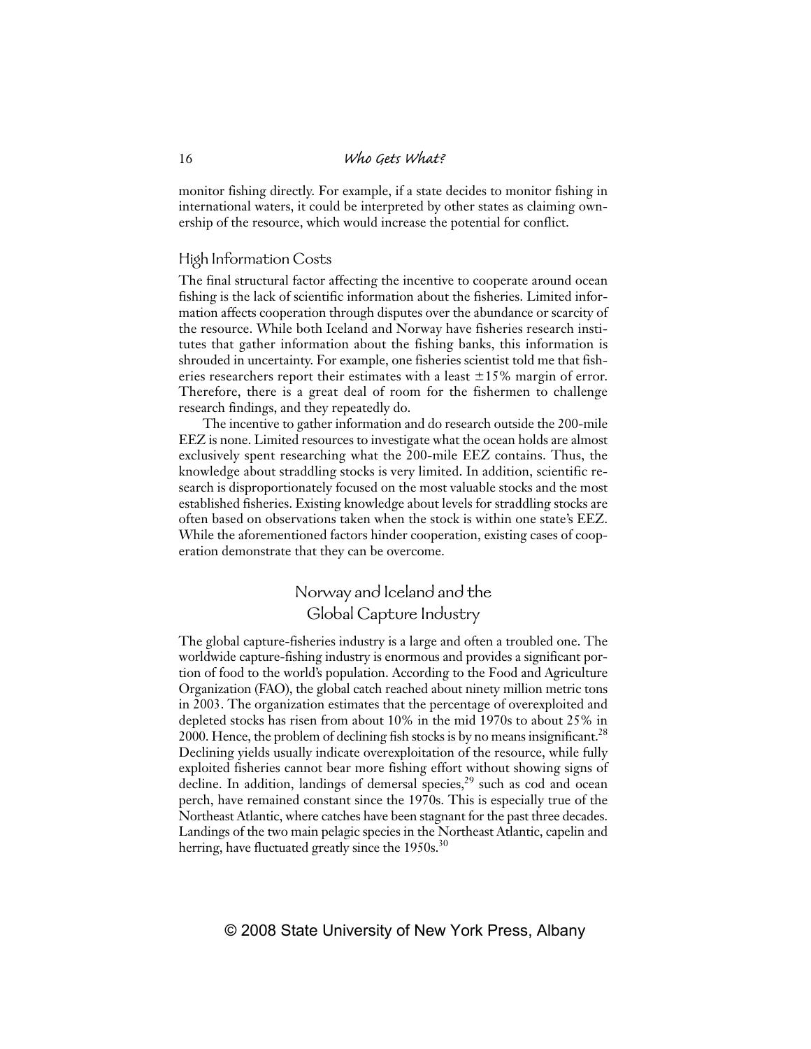monitor fishing directly. For example, if a state decides to monitor fishing in international waters, it could be interpreted by other states as claiming ownership of the resource, which would increase the potential for conflict.

### High Information Costs

The final structural factor affecting the incentive to cooperate around ocean fishing is the lack of scientific information about the fisheries. Limited information affects cooperation through disputes over the abundance or scarcity of the resource. While both Iceland and Norway have fisheries research institutes that gather information about the fishing banks, this information is shrouded in uncertainty. For example, one fisheries scientist told me that fisheries researchers report their estimates with a least ±15% margin of error. Therefore, there is a great deal of room for the fishermen to challenge research findings, and they repeatedly do.

The incentive to gather information and do research outside the 200-mile EEZ is none. Limited resources to investigate what the ocean holds are almost exclusively spent researching what the 200-mile EEZ contains. Thus, the knowledge about straddling stocks is very limited. In addition, scientific research is disproportionately focused on the most valuable stocks and the most established fisheries. Existing knowledge about levels for straddling stocks are often based on observations taken when the stock is within one state's EEZ. While the aforementioned factors hinder cooperation, existing cases of cooperation demonstrate that they can be overcome.

## Norway and Iceland and the Global Capture Industry

The global capture-fisheries industry is a large and often a troubled one. The worldwide capture-fishing industry is enormous and provides a significant portion of food to the world's population. According to the Food and Agriculture Organization (FAO), the global catch reached about ninety million metric tons in 2003. The organization estimates that the percentage of overexploited and depleted stocks has risen from about 10% in the mid 1970s to about 25% in 2000. Hence, the problem of declining fish stocks is by no means insignificant.[28] Declining yields usually indicate overexploitation of the resource, while fully exploited fisheries cannot bear more fishing effort without showing signs of decline. In addition, landings of demersal species,[29] such as cod and ocean perch, have remained constant since the 1970s. This is especially true of the Northeast Atlantic, where catches have been stagnant for the past three decades. Landings of the two main pelagic species in the Northeast Atlantic, capelin and herring, have fluctuated greatly since the 1950s.[30]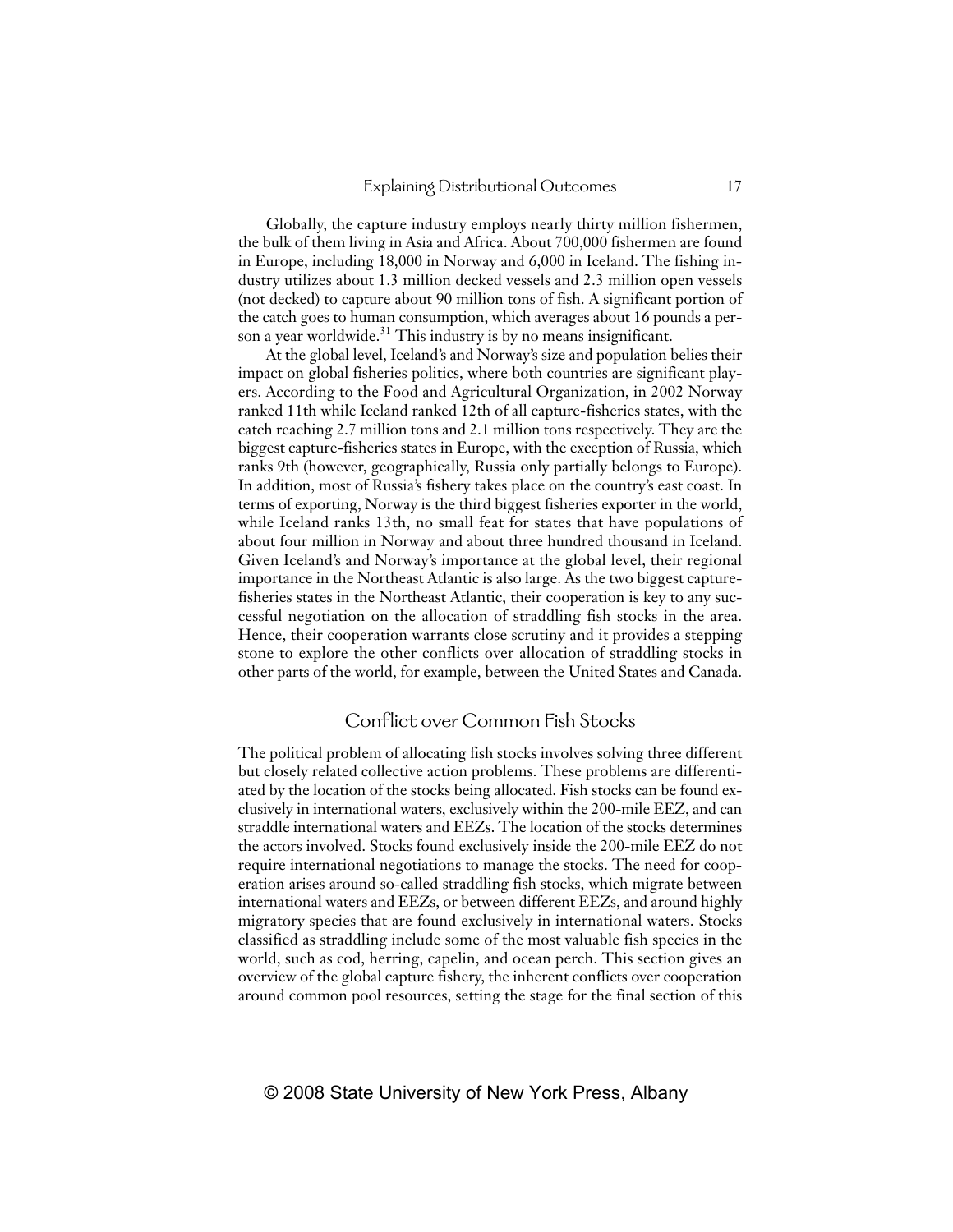Globally, the capture industry employs nearly thirty million fishermen, the bulk of them living in Asia and Africa. About 700,000 fishermen are found in Europe, including 18,000 in Norway and 6,000 in Iceland. The fishing industry utilizes about 1.3 million decked vessels and 2.3 million open vessels (not decked) to capture about 90 million tons of fish. A significant portion of the catch goes to human consumption, which averages about 16 pounds a person a year worldwide.[31] This industry is by no means insignificant.

At the global level, Iceland's and Norway's size and population belies their impact on global fisheries politics, where both countries are significant players. According to the Food and Agricultural Organization, in 2002 Norway ranked 11th while Iceland ranked 12th of all capture-fisheries states, with the catch reaching 2.7 million tons and 2.1 million tons respectively. They are the biggest capture-fisheries states in Europe, with the exception of Russia, which ranks 9th (however, geographically, Russia only partially belongs to Europe). In addition, most of Russia's fishery takes place on the country's east coast. In terms of exporting, Norway is the third biggest fisheries exporter in the world, while Iceland ranks 13th, no small feat for states that have populations of about four million in Norway and about three hundred thousand in Iceland. Given Iceland's and Norway's importance at the global level, their regional importance in the Northeast Atlantic is also large. As the two biggest capture-fisheries states in the Northeast Atlantic, their cooperation is key to any successful negotiation on the allocation of straddling fish stocks in the area. Hence, their cooperation warrants close scrutiny and it provides a stepping stone to explore the other conflicts over allocation of straddling stocks in other parts of the world, for example, between the United States and Canada.

## Conflict over Common Fish Stocks

The political problem of allocating fish stocks involves solving three different but closely related collective action problems. These problems are differentiated by the location of the stocks being allocated. Fish stocks can be found exclusively in international waters, exclusively within the 200-mile EEZ, and can straddle international waters and EEZs. The location of the stocks determines the actors involved. Stocks found exclusively inside the 200-mile EEZ do not require international negotiations to manage the stocks. The need for cooperation arises around so-called straddling fish stocks, which migrate between international waters and EEZs, or between different EEZs, and around highly migratory species that are found exclusively in international waters. Stocks classified as straddling include some of the most valuable fish species in the world, such as cod, herring, capelin, and ocean perch. This section gives an overview of the global capture fishery, the inherent conflicts over cooperation around common pool resources, setting the stage for the final section of this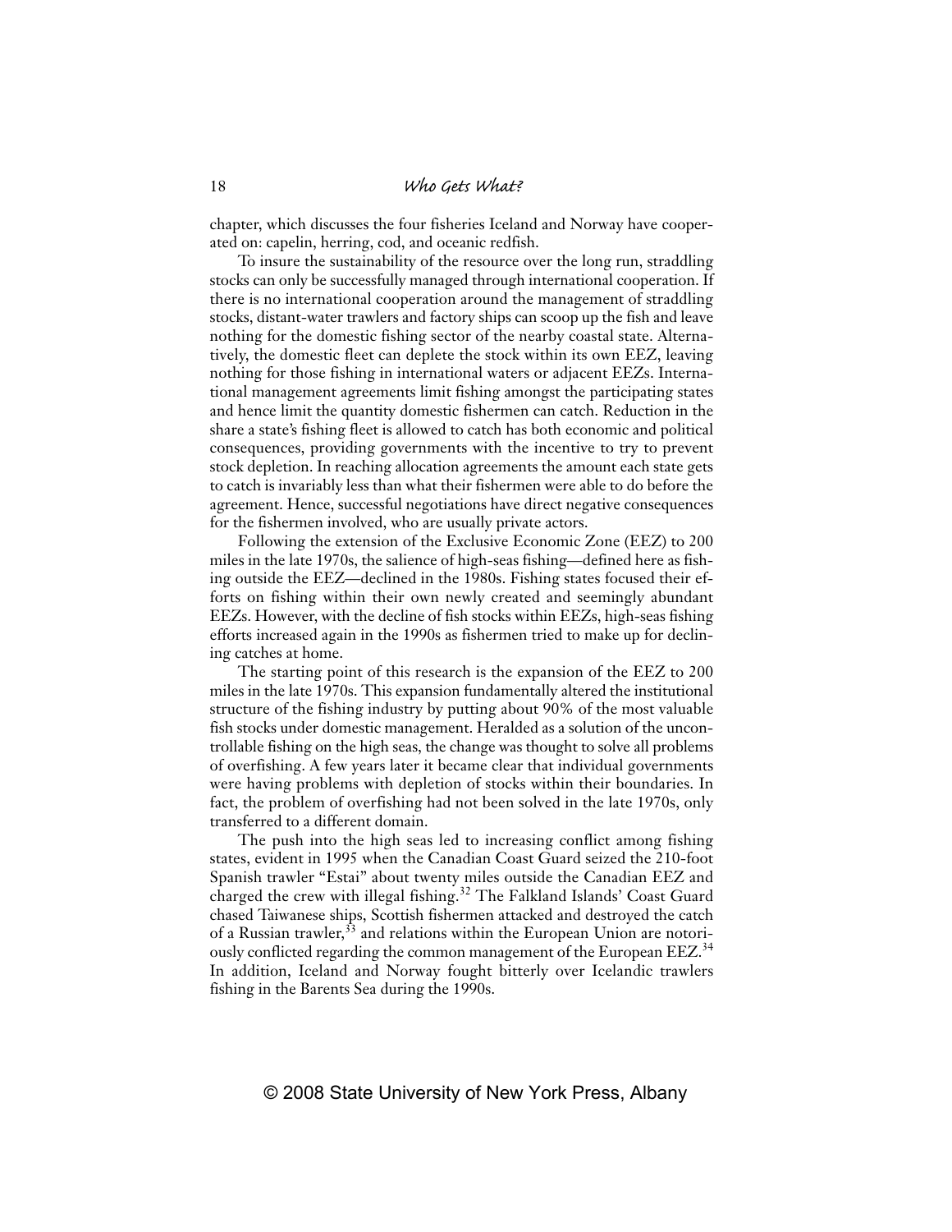chapter, which discusses the four fisheries Iceland and Norway have cooperated on: capelin, herring, cod, and oceanic redfish.

To insure the sustainability of the resource over the long run, straddling stocks can only be successfully managed through international cooperation. If there is no international cooperation around the management of straddling stocks, distant-water trawlers and factory ships can scoop up the fish and leave nothing for the domestic fishing sector of the nearby coastal state. Alternatively, the domestic fleet can deplete the stock within its own EEZ, leaving nothing for those fishing in international waters or adjacent EEZs. International management agreements limit fishing amongst the participating states and hence limit the quantity domestic fishermen can catch. Reduction in the share a state's fishing fleet is allowed to catch has both economic and political consequences, providing governments with the incentive to try to prevent stock depletion. In reaching allocation agreements the amount each state gets to catch is invariably less than what their fishermen were able to do before the agreement. Hence, successful negotiations have direct negative consequences for the fishermen involved, who are usually private actors.

Following the extension of the Exclusive Economic Zone (EEZ) to 200 miles in the late 1970s, the salience of high-seas fishing—defined here as fishing outside the EEZ—declined in the 1980s. Fishing states focused their efforts on fishing within their own newly created and seemingly abundant EEZs. However, with the decline of fish stocks within EEZs, high-seas fishing efforts increased again in the 1990s as fishermen tried to make up for declining catches at home.

The starting point of this research is the expansion of the EEZ to 200 miles in the late 1970s. This expansion fundamentally altered the institutional structure of the fishing industry by putting about 90% of the most valuable fish stocks under domestic management. Heralded as a solution of the uncontrollable fishing on the high seas, the change was thought to solve all problems of overfishing. A few years later it became clear that individual governments were having problems with depletion of stocks within their boundaries. In fact, the problem of overfishing had not been solved in the late 1970s, only transferred to a different domain.

The push into the high seas led to increasing conflict among fishing states, evident in 1995 when the Canadian Coast Guard seized the 210-foot Spanish trawler "Estai" about twenty miles outside the Canadian EEZ and charged the crew with illegal fishing.[32] The Falkland Islands' Coast Guard chased Taiwanese ships, Scottish fishermen attacked and destroyed the catch of a Russian trawler,[33] and relations within the European Union are notoriously conflicted regarding the common management of the European EEZ.[34] In addition, Iceland and Norway fought bitterly over Icelandic trawlers fishing in the Barents Sea during the 1990s.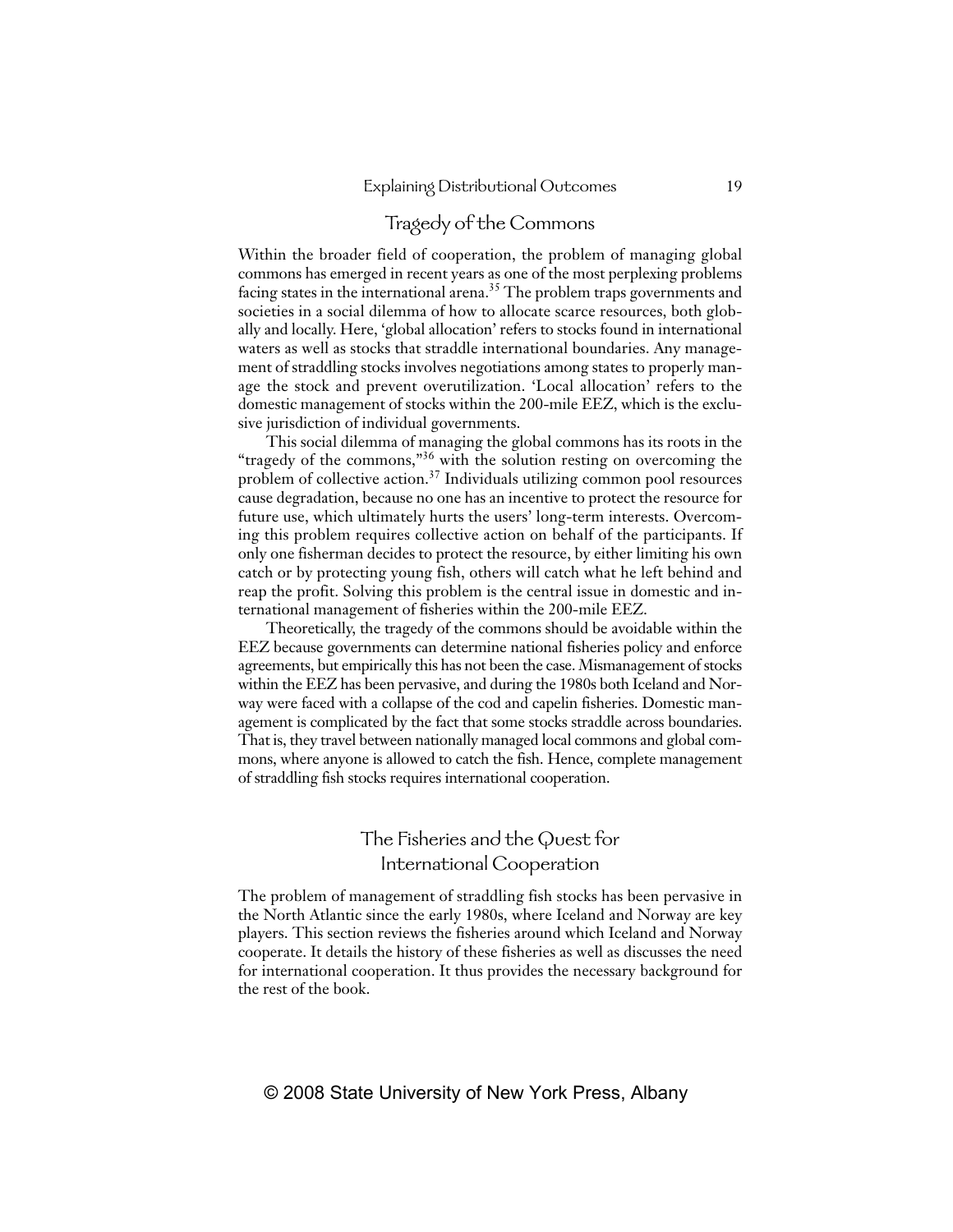## Tragedy of the Commons

Within the broader field of cooperation, the problem of managing global commons has emerged in recent years as one of the most perplexing problems facing states in the international arena.[35] The problem traps governments and societies in a social dilemma of how to allocate scarce resources, both globally and locally. Here, 'global allocation' refers to stocks found in international waters as well as stocks that straddle international boundaries. Any management of straddling stocks involves negotiations among states to properly manage the stock and prevent overutilization. 'Local allocation' refers to the domestic management of stocks within the 200-mile EEZ, which is the exclusive jurisdiction of individual governments.

This social dilemma of managing the global commons has its roots in the "tragedy of the commons,"[36] with the solution resting on overcoming the problem of collective action.[37] Individuals utilizing common pool resources cause degradation, because no one has an incentive to protect the resource for future use, which ultimately hurts the users' long-term interests. Overcoming this problem requires collective action on behalf of the participants. If only one fisherman decides to protect the resource, by either limiting his own catch or by protecting young fish, others will catch what he left behind and reap the profit. Solving this problem is the central issue in domestic and international management of fisheries within the 200-mile EEZ.

Theoretically, the tragedy of the commons should be avoidable within the EEZ because governments can determine national fisheries policy and enforce agreements, but empirically this has not been the case. Mismanagement of stocks within the EEZ has been pervasive, and during the 1980s both Iceland and Norway were faced with a collapse of the cod and capelin fisheries. Domestic management is complicated by the fact that some stocks straddle across boundaries. That is, they travel between nationally managed local commons and global commons, where anyone is allowed to catch the fish. Hence, complete management of straddling fish stocks requires international cooperation.

## The Fisheries and the Quest for International Cooperation

The problem of management of straddling fish stocks has been pervasive in the North Atlantic since the early 1980s, where Iceland and Norway are key players. This section reviews the fisheries around which Iceland and Norway cooperate. It details the history of these fisheries as well as discusses the need for international cooperation. It thus provides the necessary background for the rest of the book.

© 2008 State University of New York Press, Albany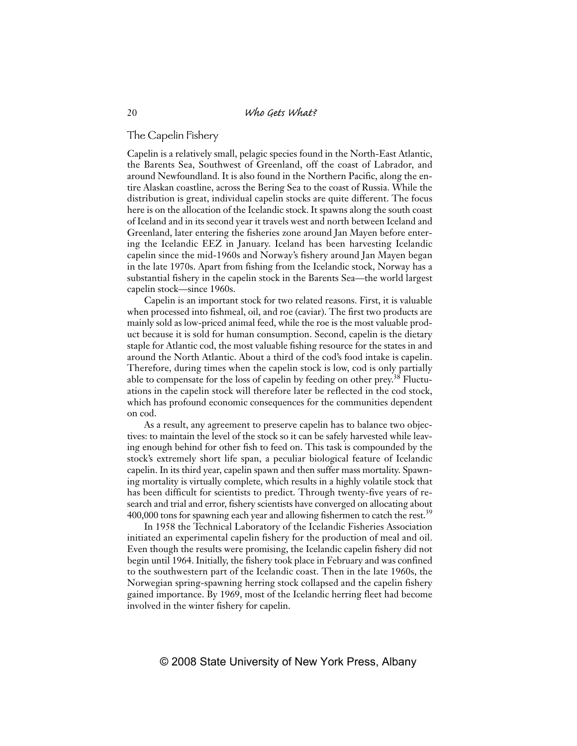## The Capelin Fishery

Capelin is a relatively small, pelagic species found in the North-East Atlantic, the Barents Sea, Southwest of Greenland, off the coast of Labrador, and around Newfoundland. It is also found in the Northern Pacific, along the entire Alaskan coastline, across the Bering Sea to the coast of Russia. While the distribution is great, individual capelin stocks are quite different. The focus here is on the allocation of the Icelandic stock. It spawns along the south coast of Iceland and in its second year it travels west and north between Iceland and Greenland, later entering the fisheries zone around Jan Mayen before entering the Icelandic EEZ in January. Iceland has been harvesting Icelandic capelin since the mid-1960s and Norway's fishery around Jan Mayen began in the late 1970s. Apart from fishing from the Icelandic stock, Norway has a substantial fishery in the capelin stock in the Barents Sea—the world largest capelin stock—since 1960s.

Capelin is an important stock for two related reasons. First, it is valuable when processed into fishmeal, oil, and roe (caviar). The first two products are mainly sold as low-priced animal feed, while the roe is the most valuable product because it is sold for human consumption. Second, capelin is the dietary staple for Atlantic cod, the most valuable fishing resource for the states in and around the North Atlantic. About a third of the cod's food intake is capelin. Therefore, during times when the capelin stock is low, cod is only partially able to compensate for the loss of capelin by feeding on other prey.[38] Fluctuations in the capelin stock will therefore later be reflected in the cod stock, which has profound economic consequences for the communities dependent on cod.

As a result, any agreement to preserve capelin has to balance two objectives: to maintain the level of the stock so it can be safely harvested while leaving enough behind for other fish to feed on. This task is compounded by the stock's extremely short life span, a peculiar biological feature of Icelandic capelin. In its third year, capelin spawn and then suffer mass mortality. Spawning mortality is virtually complete, which results in a highly volatile stock that has been difficult for scientists to predict. Through twenty-five years of research and trial and error, fishery scientists have converged on allocating about 400,000 tons for spawning each year and allowing fishermen to catch the rest.[39]

In 1958 the Technical Laboratory of the Icelandic Fisheries Association initiated an experimental capelin fishery for the production of meal and oil. Even though the results were promising, the Icelandic capelin fishery did not begin until 1964. Initially, the fishery took place in February and was confined to the southwestern part of the Icelandic coast. Then in the late 1960s, the Norwegian spring-spawning herring stock collapsed and the capelin fishery gained importance. By 1969, most of the Icelandic herring fleet had become involved in the winter fishery for capelin.

© 2008 State University of New York Press, Albany